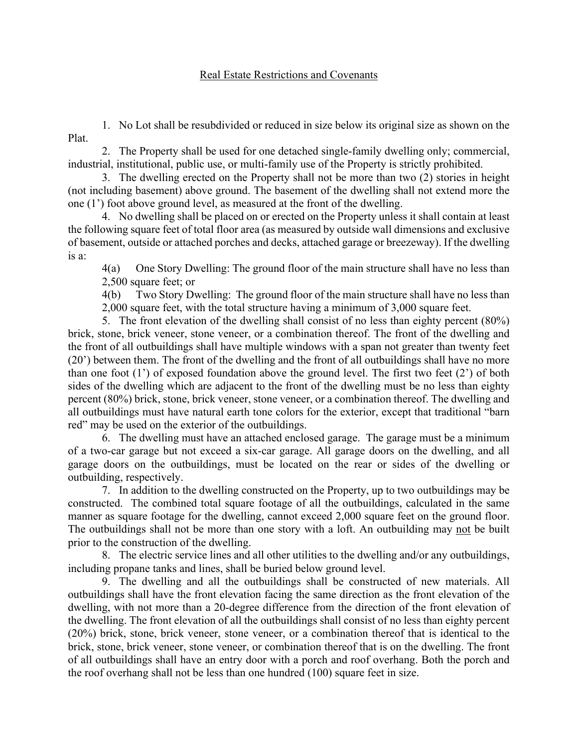Real Estate Restrictions and Covenants

1. No Lot shall be resubdivided or reduced in size below its original size as shown on the Plat.

2. The Property shall be used for one detached single-family dwelling only; commercial, industrial, institutional, public use, or multi-family use of the Property is strictly prohibited.

3. The dwelling erected on the Property shall not be more than two (2) stories in height (not including basement) above ground. The basement of the dwelling shall not extend more the one (1') foot above ground level, as measured at the front of the dwelling.

4. No dwelling shall be placed on or erected on the Property unless it shall contain at least the following square feet of total floor area (as measured by outside wall dimensions and exclusive of basement, outside or attached porches and decks, attached garage or breezeway). If the dwelling is a:

4(a) One Story Dwelling: The ground floor of the main structure shall have no less than 2,500 square feet; or

4(b) Two Story Dwelling: The ground floor of the main structure shall have no less than 2,000 square feet, with the total structure having a minimum of 3,000 square feet.

5. The front elevation of the dwelling shall consist of no less than eighty percent (80%) brick, stone, brick veneer, stone veneer, or a combination thereof. The front of the dwelling and the front of all outbuildings shall have multiple windows with a span not greater than twenty feet (20') between them. The front of the dwelling and the front of all outbuildings shall have no more than one foot (1') of exposed foundation above the ground level. The first two feet (2') of both sides of the dwelling which are adjacent to the front of the dwelling must be no less than eighty percent (80%) brick, stone, brick veneer, stone veneer, or a combination thereof. The dwelling and all outbuildings must have natural earth tone colors for the exterior, except that traditional "barn red" may be used on the exterior of the outbuildings.

6. The dwelling must have an attached enclosed garage. The garage must be a minimum of a two-car garage but not exceed a six-car garage. All garage doors on the dwelling, and all garage doors on the outbuildings, must be located on the rear or sides of the dwelling or outbuilding, respectively.

7. In addition to the dwelling constructed on the Property, up to two outbuildings may be constructed. The combined total square footage of all the outbuildings, calculated in the same manner as square footage for the dwelling, cannot exceed 2,000 square feet on the ground floor. The outbuildings shall not be more than one story with a loft. An outbuilding may not be built prior to the construction of the dwelling.

8. The electric service lines and all other utilities to the dwelling and/or any outbuildings, including propane tanks and lines, shall be buried below ground level.

9. The dwelling and all the outbuildings shall be constructed of new materials. All outbuildings shall have the front elevation facing the same direction as the front elevation of the dwelling, with not more than a 20-degree difference from the direction of the front elevation of the dwelling. The front elevation of all the outbuildings shall consist of no less than eighty percent (20%) brick, stone, brick veneer, stone veneer, or a combination thereof that is identical to the brick, stone, brick veneer, stone veneer, or combination thereof that is on the dwelling. The front of all outbuildings shall have an entry door with a porch and roof overhang. Both the porch and the roof overhang shall not be less than one hundred (100) square feet in size.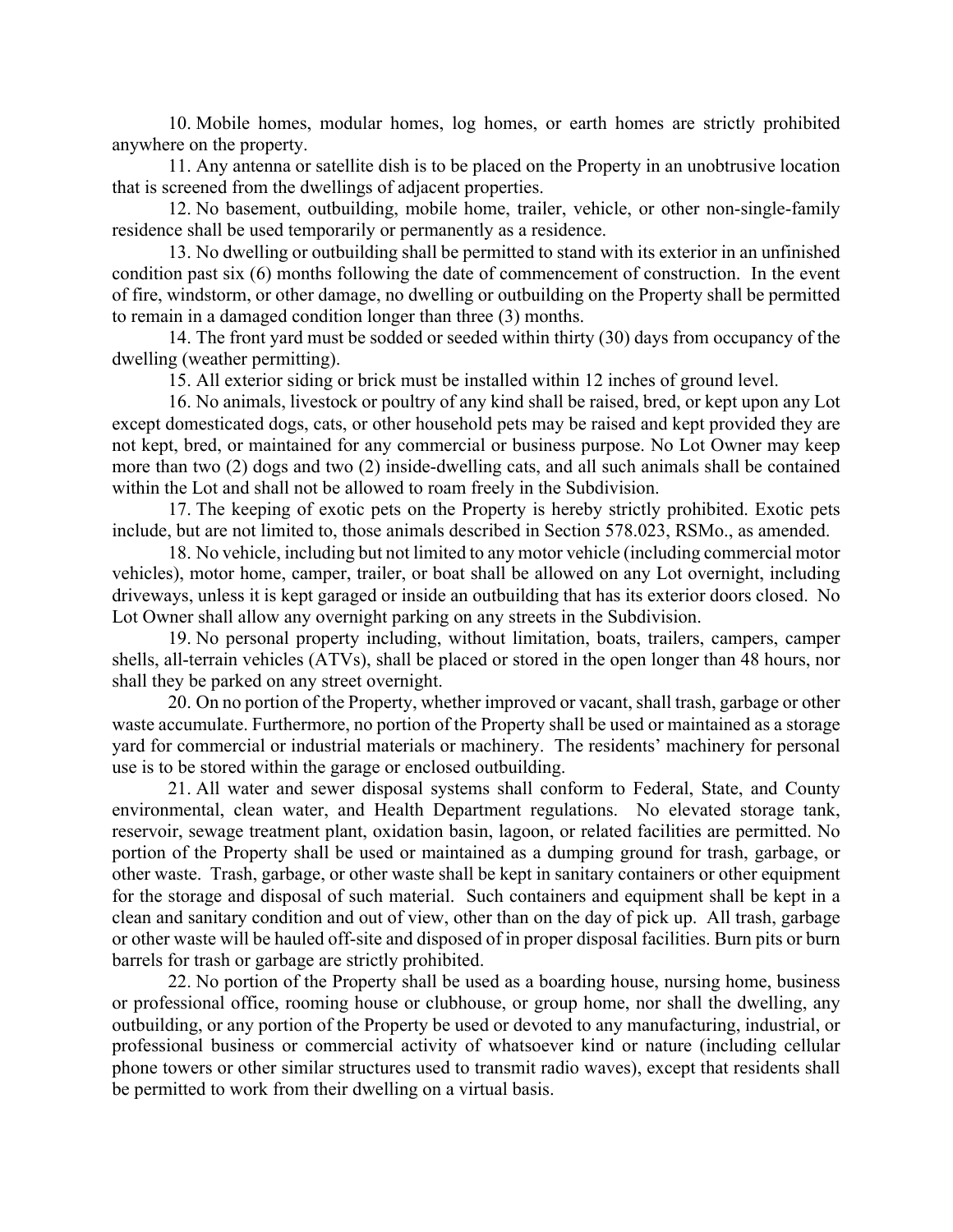10. Mobile homes, modular homes, log homes, or earth homes are strictly prohibited anywhere on the property.

11. Any antenna or satellite dish is to be placed on the Property in an unobtrusive location that is screened from the dwellings of adjacent properties.

12. No basement, outbuilding, mobile home, trailer, vehicle, or other non-single-family residence shall be used temporarily or permanently as a residence.

13. No dwelling or outbuilding shall be permitted to stand with its exterior in an unfinished condition past six (6) months following the date of commencement of construction. In the event of fire, windstorm, or other damage, no dwelling or outbuilding on the Property shall be permitted to remain in a damaged condition longer than three (3) months.

14. The front yard must be sodded or seeded within thirty (30) days from occupancy of the dwelling (weather permitting).

15. All exterior siding or brick must be installed within 12 inches of ground level.

16. No animals, livestock or poultry of any kind shall be raised, bred, or kept upon any Lot except domesticated dogs, cats, or other household pets may be raised and kept provided they are not kept, bred, or maintained for any commercial or business purpose. No Lot Owner may keep more than two (2) dogs and two (2) inside-dwelling cats, and all such animals shall be contained within the Lot and shall not be allowed to roam freely in the Subdivision.

17. The keeping of exotic pets on the Property is hereby strictly prohibited. Exotic pets include, but are not limited to, those animals described in Section 578.023, RSMo., as amended.

18. No vehicle, including but not limited to any motor vehicle (including commercial motor vehicles), motor home, camper, trailer, or boat shall be allowed on any Lot overnight, including driveways, unless it is kept garaged or inside an outbuilding that has its exterior doors closed. No Lot Owner shall allow any overnight parking on any streets in the Subdivision.

19. No personal property including, without limitation, boats, trailers, campers, camper shells, all-terrain vehicles (ATVs), shall be placed or stored in the open longer than 48 hours, nor shall they be parked on any street overnight.

20. On no portion of the Property, whether improved or vacant, shall trash, garbage or other waste accumulate. Furthermore, no portion of the Property shall be used or maintained as a storage yard for commercial or industrial materials or machinery. The residents' machinery for personal use is to be stored within the garage or enclosed outbuilding.

21. All water and sewer disposal systems shall conform to Federal, State, and County environmental, clean water, and Health Department regulations. No elevated storage tank, reservoir, sewage treatment plant, oxidation basin, lagoon, or related facilities are permitted. No portion of the Property shall be used or maintained as a dumping ground for trash, garbage, or other waste. Trash, garbage, or other waste shall be kept in sanitary containers or other equipment for the storage and disposal of such material. Such containers and equipment shall be kept in a clean and sanitary condition and out of view, other than on the day of pick up. All trash, garbage or other waste will be hauled off-site and disposed of in proper disposal facilities. Burn pits or burn barrels for trash or garbage are strictly prohibited.

22. No portion of the Property shall be used as a boarding house, nursing home, business or professional office, rooming house or clubhouse, or group home, nor shall the dwelling, any outbuilding, or any portion of the Property be used or devoted to any manufacturing, industrial, or professional business or commercial activity of whatsoever kind or nature (including cellular phone towers or other similar structures used to transmit radio waves), except that residents shall be permitted to work from their dwelling on a virtual basis.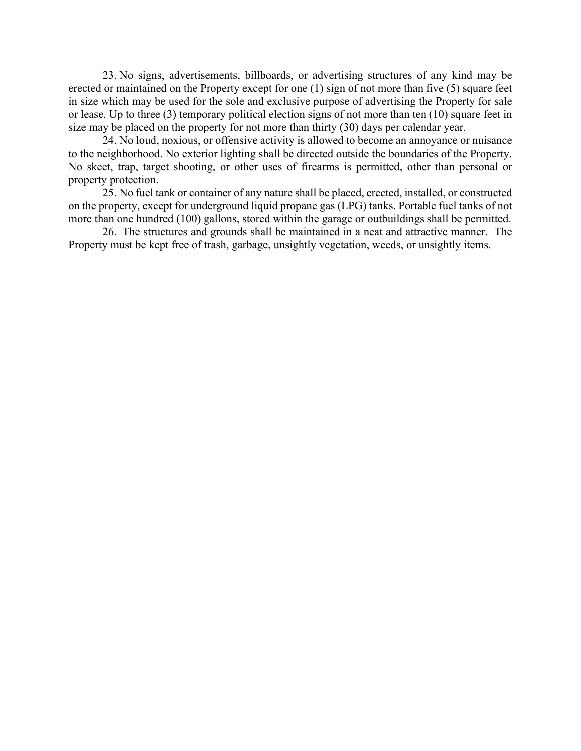23. No signs, advertisements, billboards, or advertising structures of any kind may be erected or maintained on the Property except for one (1) sign of not more than five (5) square feet in size which may be used for the sole and exclusive purpose of advertising the Property for sale or lease. Up to three (3) temporary political election signs of not more than ten (10) square feet in size may be placed on the property for not more than thirty (30) days per calendar year.

24. No loud, noxious, or offensive activity is allowed to become an annoyance or nuisance to the neighborhood. No exterior lighting shall be directed outside the boundaries of the Property. No skeet, trap, target shooting, or other uses of firearms is permitted, other than personal or property protection.

25. No fuel tank or container of any nature shall be placed, erected, installed, or constructed on the property, except for underground liquid propane gas (LPG) tanks. Portable fuel tanks of not more than one hundred (100) gallons, stored within the garage or outbuildings shall be permitted.

26. The structures and grounds shall be maintained in a neat and attractive manner. The Property must be kept free of trash, garbage, unsightly vegetation, weeds, or unsightly items.